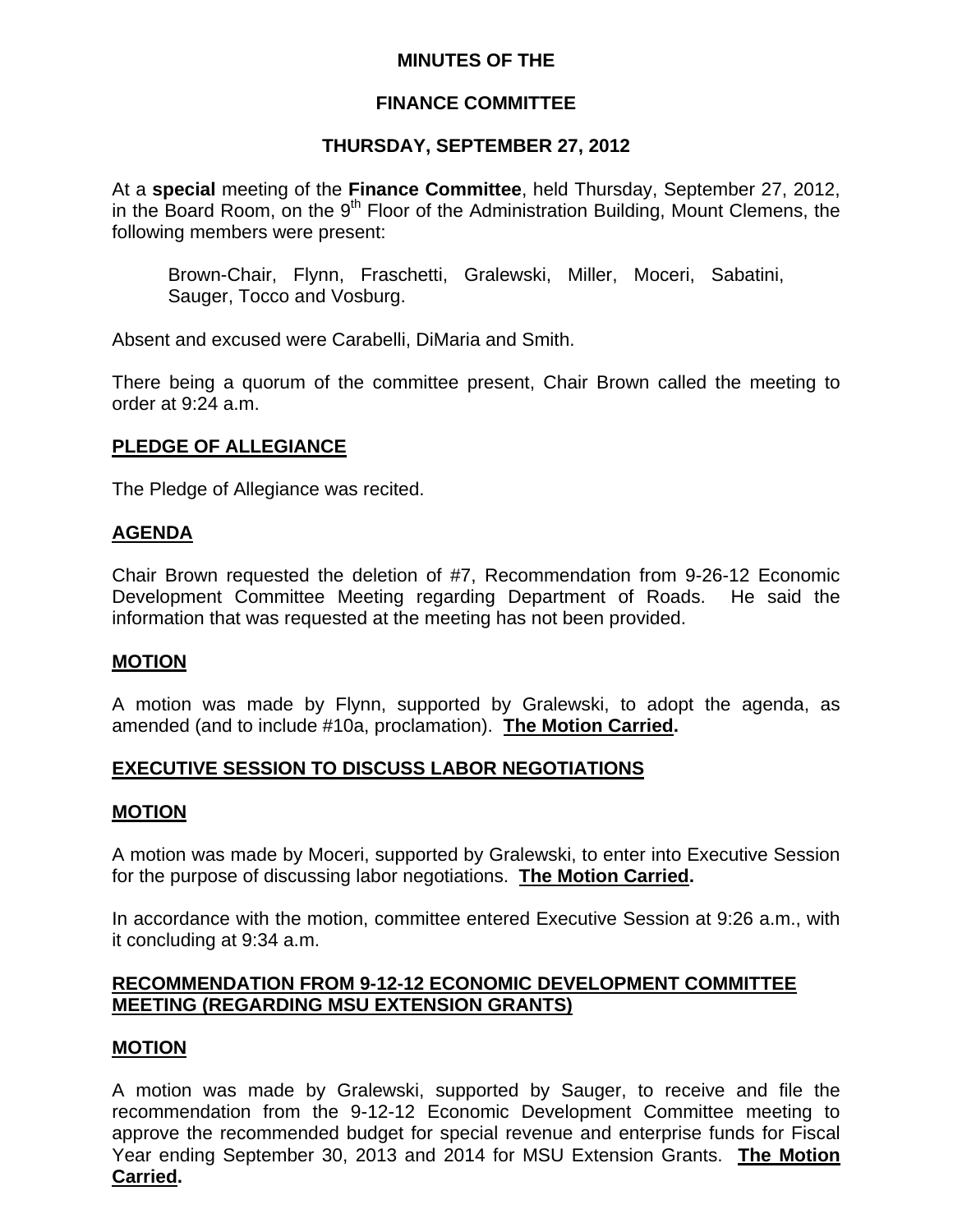**MINUTES OF THE**

**FINANCE COMMITTEE**

**THURSDAY, SEPTEMBER 27, 2012**

At a **special** meeting of the **Finance Committee**, held Thursday, September 27, 2012, in the Board Room, on the 9th Floor of the Administration Building, Mount Clemens, the following members were present:

Brown-Chair, Flynn, Fraschetti, Gralewski, Miller, Moceri, Sabatini, Sauger, Tocco and Vosburg.

Absent and excused were Carabelli, DiMaria and Smith.

There being a quorum of the committee present, Chair Brown called the meeting to order at 9:24 a.m.

## PLEDGE OF ALLEGIANCE

The Pledge of Allegiance was recited.

## AGENDA

Chair Brown requested the deletion of #7, Recommendation from 9-26-12 Economic Development Committee Meeting regarding Department of Roads. He said the information that was requested at the meeting has not been provided.

## MOTION

A motion was made by Flynn, supported by Gralewski, to adopt the agenda, as amended (and to include #10a, proclamation). **The Motion Carried.**

## EXECUTIVE SESSION TO DISCUSS LABOR NEGOTIATIONS

## MOTION

A motion was made by Moceri, supported by Gralewski, to enter into Executive Session for the purpose of discussing labor negotiations. **The Motion Carried.**

In accordance with the motion, committee entered Executive Session at 9:26 a.m., with it concluding at 9:34 a.m.

## RECOMMENDATION FROM 9-12-12 ECONOMIC DEVELOPMENT COMMITTEE MEETING (REGARDING MSU EXTENSION GRANTS)

## MOTION

A motion was made by Gralewski, supported by Sauger, to receive and file the recommendation from the 9-12-12 Economic Development Committee meeting to approve the recommended budget for special revenue and enterprise funds for Fiscal Year ending September 30, 2013 and 2014 for MSU Extension Grants. **The Motion Carried.**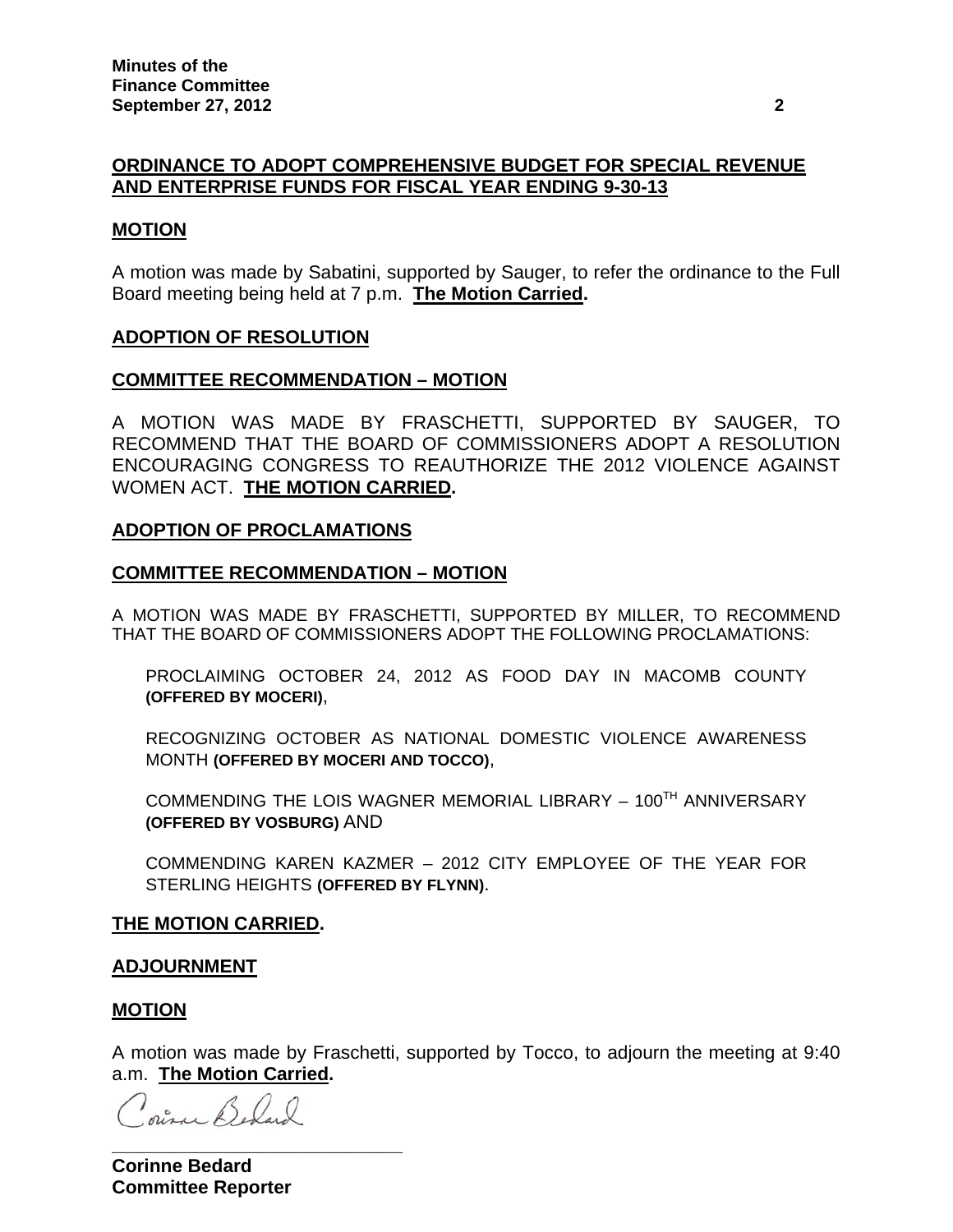**ORDINANCE TO ADOPT COMPREHENSIVE BUDGET FOR SPECIAL REVENUE AND ENTERPRISE FUNDS FOR FISCAL YEAR ENDING 9-30-13**

**MOTION**

A motion was made by Sabatini, supported by Sauger, to refer the ordinance to the Full Board meeting being held at 7 p.m. **The Motion Carried.**

**ADOPTION OF RESOLUTION**

**COMMITTEE RECOMMENDATION – MOTION**

A MOTION WAS MADE BY FRASCHETTI, SUPPORTED BY SAUGER, TO RECOMMEND THAT THE BOARD OF COMMISSIONERS ADOPT A RESOLUTION ENCOURAGING CONGRESS TO REAUTHORIZE THE 2012 VIOLENCE AGAINST WOMEN ACT. **THE MOTION CARRIED.**

**ADOPTION OF PROCLAMATIONS**

**COMMITTEE RECOMMENDATION – MOTION**

A MOTION WAS MADE BY FRASCHETTI, SUPPORTED BY MILLER, TO RECOMMEND THAT THE BOARD OF COMMISSIONERS ADOPT THE FOLLOWING PROCLAMATIONS:

PROCLAIMING OCTOBER 24, 2012 AS FOOD DAY IN MACOMB COUNTY **(OFFERED BY MOCERI)**,

RECOGNIZING OCTOBER AS NATIONAL DOMESTIC VIOLENCE AWARENESS MONTH **(OFFERED BY MOCERI AND TOCCO)**,

COMMENDING THE LOIS WAGNER MEMORIAL LIBRARY – 100TH ANNIVERSARY **(OFFERED BY VOSBURG)** AND

COMMENDING KAREN KAZMER – 2012 CITY EMPLOYEE OF THE YEAR FOR STERLING HEIGHTS **(OFFERED BY FLYNN)**.

**THE MOTION CARRIED.**

**ADJOURNMENT**

**MOTION**

A motion was made by Fraschetti, supported by Tocco, to adjourn the meeting at 9:40 a.m. **The Motion Carried.**

**Corinne Bedard**
**Committee Reporter**